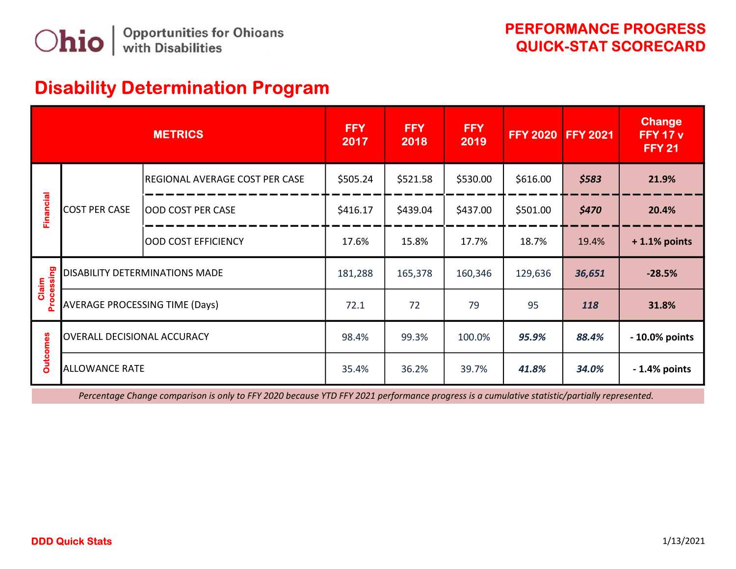Ohio | Opportunities for Ohioans with Disabilities

**PERFORMANCE PROGRESS QUICK-STAT SCORECARD**

# Disability Determination Program

| METRICS | | | FFY 2017 | FFY 2018 | FFY 2019 | FFY 2020 | FFY 2021 | Change FFY 17 v FFY 21 |
|---|---|---|---|---|---|---|---|---|
| Financial | COST PER CASE | REGIONAL AVERAGE COST PER CASE | $505.24 | $521.58 | $530.00 | $616.00 | ***$583*** | **21.9%** |
| | | OOD COST PER CASE | $416.17 | $439.04 | $437.00 | $501.00 | ***$470*** | **20.4%** |
| | | OOD COST EFFICIENCY | 17.6% | 15.8% | 17.7% | 18.7% | 19.4% | **+ 1.1% points** |
| Claim Processing | DISABILITY DETERMINATIONS MADE | | 181,288 | 165,378 | 160,346 | 129,636 | ***36,651*** | **-28.5%** |
| | AVERAGE PROCESSING TIME (Days) | | 72.1 | 72 | 79 | 95 | ***118*** | **31.8%** |
| Outcomes | OVERALL DECISIONAL ACCURACY | | 98.4% | 99.3% | 100.0% | ***95.9%*** | ***88.4%*** | **- 10.0% points** |
| | ALLOWANCE RATE | | 35.4% | 36.2% | 39.7% | ***41.8%*** | ***34.0%*** | **- 1.4% points** |

*Percentage Change comparison is only to FFY 2020 because YTD FFY 2021 performance progress is a cumulative statistic/partially represented.*

**DDD Quick Stats**

1/13/2021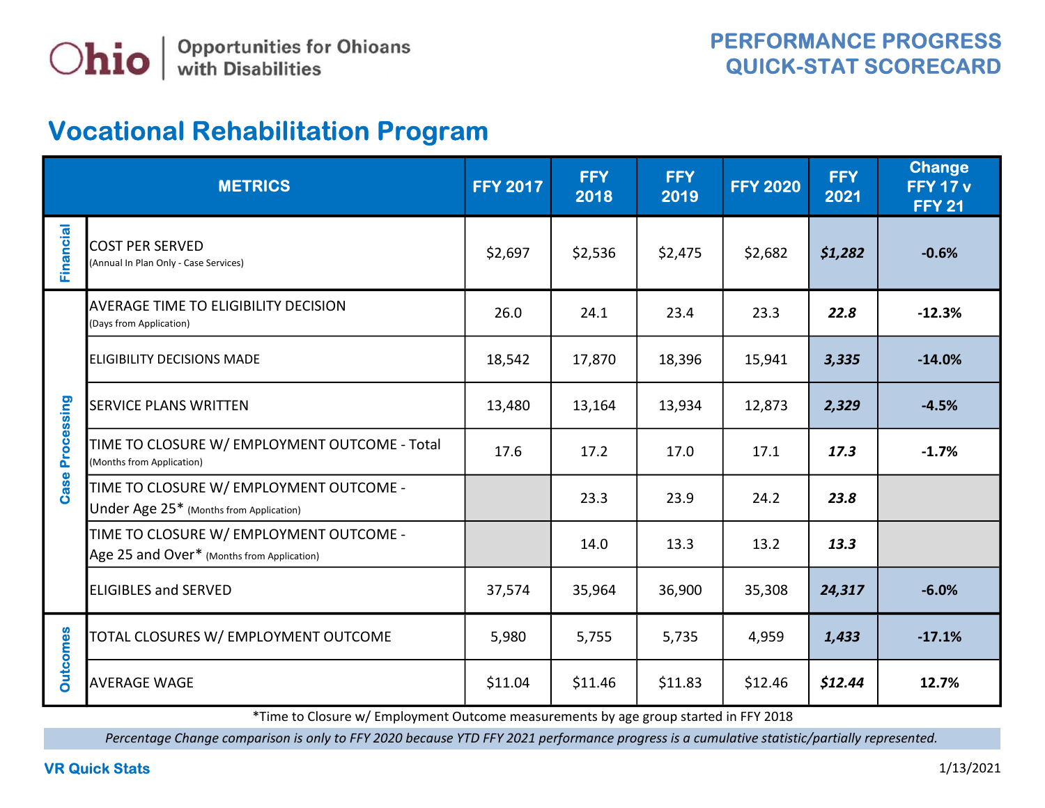**Ohio | Opportunities for Ohioans with Disabilities**

# PERFORMANCE PROGRESS QUICK-STAT SCORECARD

## Vocational Rehabilitation Program

| | METRICS | FFY 2017 | FFY 2018 | FFY 2019 | FFY 2020 | FFY 2021 | Change FFY 17 v FFY 21 |
|---|---|---|---|---|---|---|---|
| Financial | COST PER SERVED (Annual In Plan Only - Case Services) | $2,697 | $2,536 | $2,475 | $2,682 | ***$1,282*** | **-0.6%** |
| Case Processing | AVERAGE TIME TO ELIGIBILITY DECISION (Days from Application) | 26.0 | 24.1 | 23.4 | 23.3 | ***22.8*** | **-12.3%** |
| | ELIGIBILITY DECISIONS MADE | 18,542 | 17,870 | 18,396 | 15,941 | ***3,335*** | **-14.0%** |
| | SERVICE PLANS WRITTEN | 13,480 | 13,164 | 13,934 | 12,873 | ***2,329*** | **-4.5%** |
| | TIME TO CLOSURE W/ EMPLOYMENT OUTCOME - Total (Months from Application) | 17.6 | 17.2 | 17.0 | 17.1 | ***17.3*** | **-1.7%** |
| | TIME TO CLOSURE W/ EMPLOYMENT OUTCOME - Under Age 25* (Months from Application) | | 23.3 | 23.9 | 24.2 | ***23.8*** | |
| | TIME TO CLOSURE W/ EMPLOYMENT OUTCOME - Age 25 and Over* (Months from Application) | | 14.0 | 13.3 | 13.2 | ***13.3*** | |
| | ELIGIBLES and SERVED | 37,574 | 35,964 | 36,900 | 35,308 | ***24,317*** | **-6.0%** |
| Outcomes | TOTAL CLOSURES W/ EMPLOYMENT OUTCOME | 5,980 | 5,755 | 5,735 | 4,959 | ***1,433*** | **-17.1%** |
| | AVERAGE WAGE | $11.04 | $11.46 | $11.83 | $12.46 | ***$12.44*** | **12.7%** |

*Time to Closure w/ Employment Outcome measurements by age group started in FFY 2018

*Percentage Change comparison is only to FFY 2020 because YTD FFY 2021 performance progress is a cumulative statistic/partially represented.*

VR Quick Stats

1/13/2021